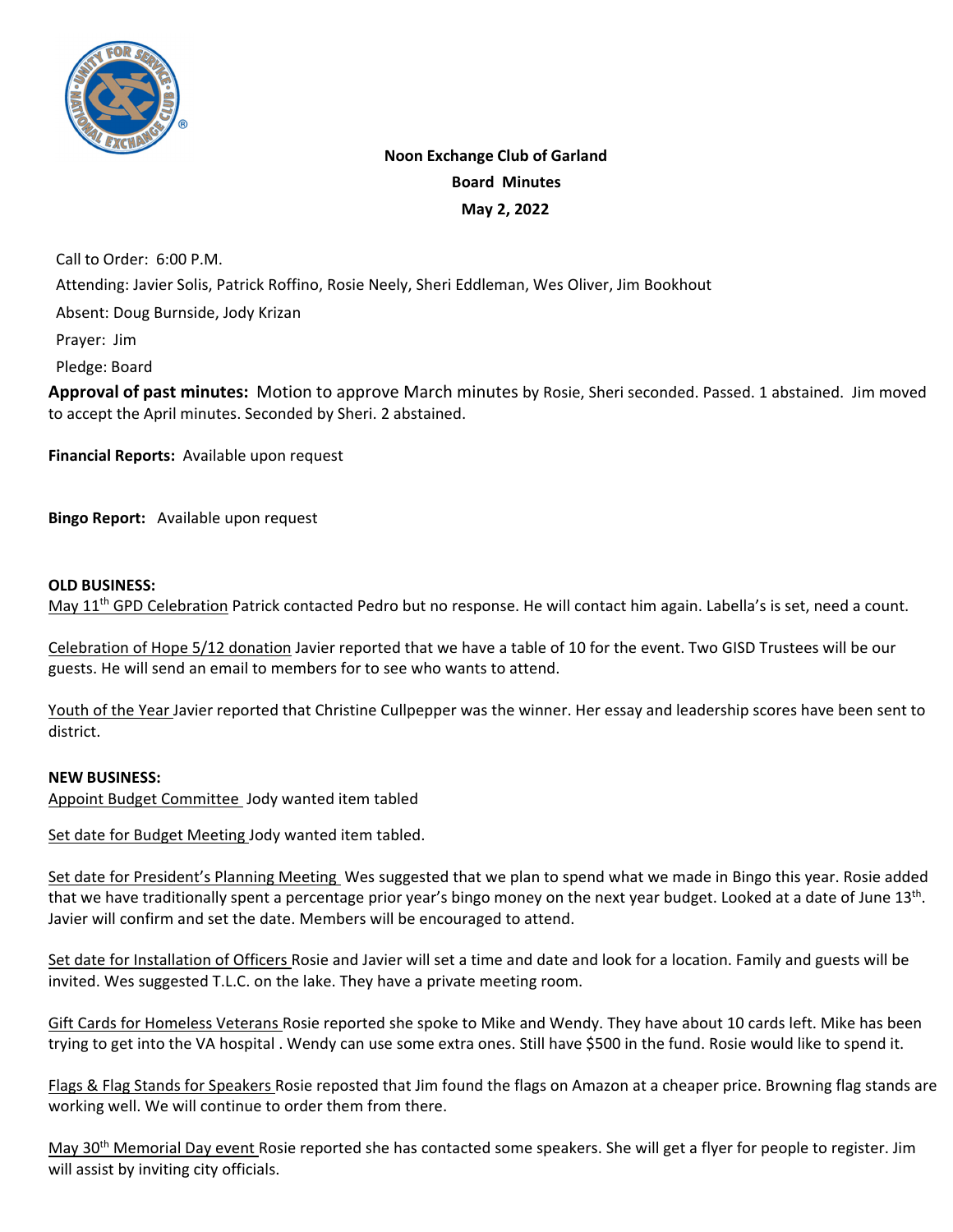**Noon Exchange Club of Garland**

**Board Minutes**

**May 2, 2022**

Call to Order: 6:00 P.M.

Attending: Javier Solis, Patrick Roffino, Rosie Neely, Sheri Eddleman, Wes Oliver, Jim Bookhout

Absent: Doug Burnside, Jody Krizan

Prayer: Jim

Pledge: Board

**Approval of past minutes:** Motion to approve March minutes by Rosie, Sheri seconded. Passed. 1 abstained. Jim moved to accept the April minutes. Seconded by Sheri. 2 abstained.

**Financial Reports:** Available upon request

**Bingo Report:** Available upon request

**OLD BUSINESS:**

May 11th GPD Celebration Patrick contacted Pedro but no response. He will contact him again. Labella's is set, need a count.

Celebration of Hope 5/12 donation Javier reported that we have a table of 10 for the event. Two GISD Trustees will be our guests. He will send an email to members for to see who wants to attend.

Youth of the Year Javier reported that Christine Cullpepper was the winner. Her essay and leadership scores have been sent to district.

**NEW BUSINESS:**

Appoint Budget Committee Jody wanted item tabled

Set date for Budget Meeting Jody wanted item tabled.

Set date for President's Planning Meeting Wes suggested that we plan to spend what we made in Bingo this year. Rosie added that we have traditionally spent a percentage prior year's bingo money on the next year budget. Looked at a date of June 13th. Javier will confirm and set the date. Members will be encouraged to attend.

Set date for Installation of Officers Rosie and Javier will set a time and date and look for a location. Family and guests will be invited. Wes suggested T.L.C. on the lake. They have a private meeting room.

Gift Cards for Homeless Veterans Rosie reported she spoke to Mike and Wendy. They have about 10 cards left. Mike has been trying to get into the VA hospital . Wendy can use some extra ones. Still have $500 in the fund. Rosie would like to spend it.

Flags & Flag Stands for Speakers Rosie reposted that Jim found the flags on Amazon at a cheaper price. Browning flag stands are working well. We will continue to order them from there.

May 30th Memorial Day event Rosie reported she has contacted some speakers. She will get a flyer for people to register. Jim will assist by inviting city officials.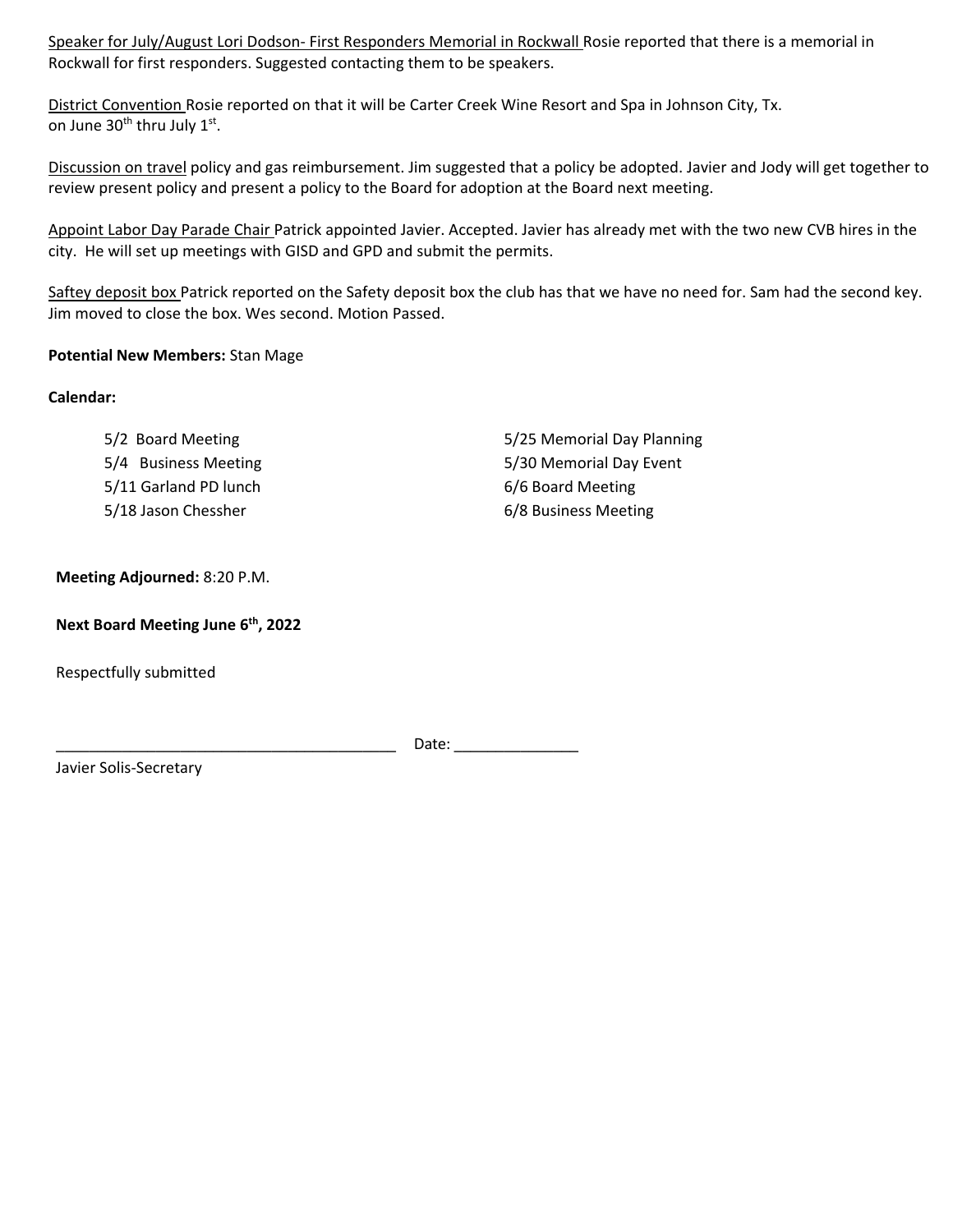Speaker for July/August Lori Dodson- First Responders Memorial in Rockwall Rosie reported that there is a memorial in Rockwall for first responders. Suggested contacting them to be speakers.

District Convention Rosie reported on that it will be Carter Creek Wine Resort and Spa in Johnson City, Tx. on June 30th thru July 1st.

Discussion on travel policy and gas reimbursement. Jim suggested that a policy be adopted. Javier and Jody will get together to review present policy and present a policy to the Board for adoption at the Board next meeting.

Appoint Labor Day Parade Chair Patrick appointed Javier. Accepted. Javier has already met with the two new CVB hires in the city. He will set up meetings with GISD and GPD and submit the permits.

Saftey deposit box Patrick reported on the Safety deposit box the club has that we have no need for. Sam had the second key. Jim moved to close the box. Wes second. Motion Passed.

**Potential New Members:** Stan Mage

**Calendar:**

5/2 Board Meeting
5/4 Business Meeting
5/11 Garland PD lunch
5/18 Jason Chessher
5/25 Memorial Day Planning
5/30 Memorial Day Event
6/6 Board Meeting
6/8 Business Meeting

**Meeting Adjourned:** 8:20 P.M.

**Next Board Meeting June 6th, 2022**

Respectfully submitted

_________________________________________ Date: _______________

Javier Solis-Secretary